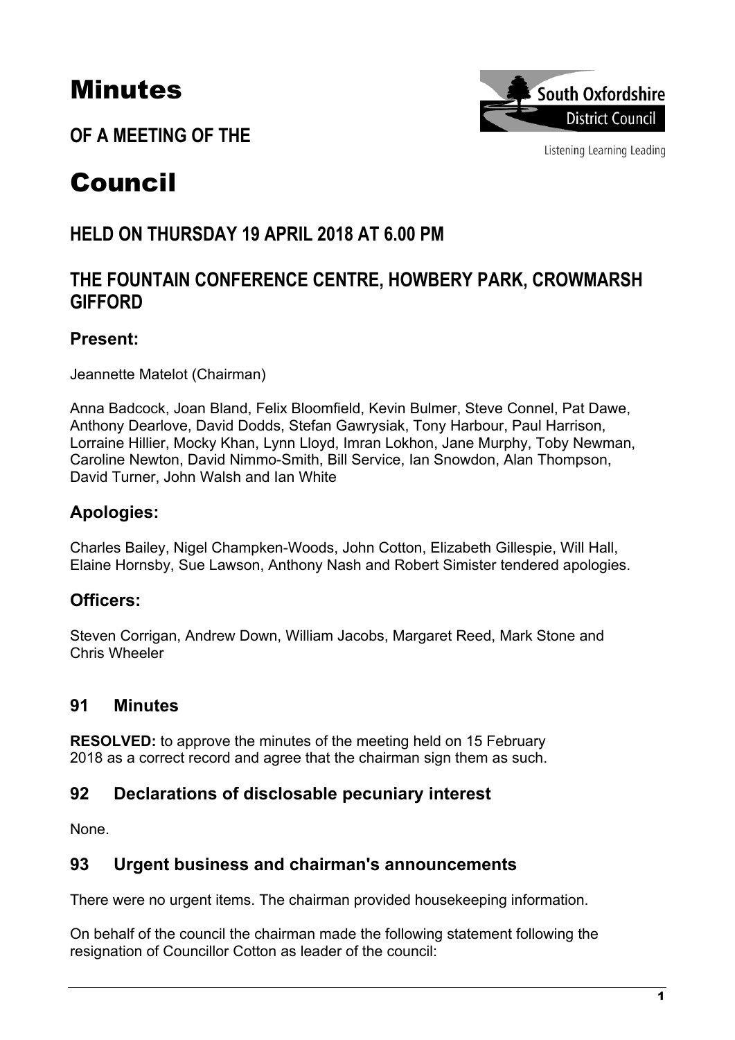# Minutes

**OF A MEETING OF THE**

# Council

## HELD ON THURSDAY 19 APRIL 2018 AT 6.00 PM

## THE FOUNTAIN CONFERENCE CENTRE, HOWBERY PARK, CROWMARSH GIFFORD

### Present:

Jeannette Matelot (Chairman)

Anna Badcock, Joan Bland, Felix Bloomfield, Kevin Bulmer, Steve Connel, Pat Dawe, Anthony Dearlove, David Dodds, Stefan Gawrysiak, Tony Harbour, Paul Harrison, Lorraine Hillier, Mocky Khan, Lynn Lloyd, Imran Lokhon, Jane Murphy, Toby Newman, Caroline Newton, David Nimmo-Smith, Bill Service, Ian Snowdon, Alan Thompson, David Turner, John Walsh and Ian White

### Apologies:

Charles Bailey, Nigel Champken-Woods, John Cotton, Elizabeth Gillespie, Will Hall, Elaine Hornsby, Sue Lawson, Anthony Nash and Robert Simister tendered apologies.

### Officers:

Steven Corrigan, Andrew Down, William Jacobs, Margaret Reed, Mark Stone and Chris Wheeler

## 91 Minutes

**RESOLVED:** to approve the minutes of the meeting held on 15 February 2018 as a correct record and agree that the chairman sign them as such.

## 92 Declarations of disclosable pecuniary interest

None.

## 93 Urgent business and chairman's announcements

There were no urgent items. The chairman provided housekeeping information.

On behalf of the council the chairman made the following statement following the resignation of Councillor Cotton as leader of the council: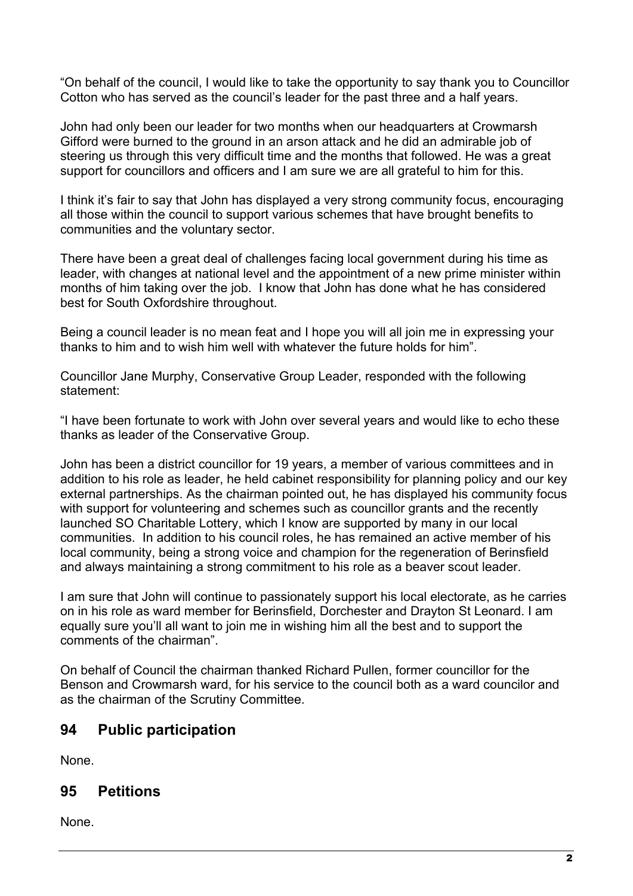"On behalf of the council, I would like to take the opportunity to say thank you to Councillor Cotton who has served as the council's leader for the past three and a half years.

John had only been our leader for two months when our headquarters at Crowmarsh Gifford were burned to the ground in an arson attack and he did an admirable job of steering us through this very difficult time and the months that followed. He was a great support for councillors and officers and I am sure we are all grateful to him for this.

I think it's fair to say that John has displayed a very strong community focus, encouraging all those within the council to support various schemes that have brought benefits to communities and the voluntary sector.

There have been a great deal of challenges facing local government during his time as leader, with changes at national level and the appointment of a new prime minister within months of him taking over the job. I know that John has done what he has considered best for South Oxfordshire throughout.

Being a council leader is no mean feat and I hope you will all join me in expressing your thanks to him and to wish him well with whatever the future holds for him".

Councillor Jane Murphy, Conservative Group Leader, responded with the following statement:

"I have been fortunate to work with John over several years and would like to echo these thanks as leader of the Conservative Group.

John has been a district councillor for 19 years, a member of various committees and in addition to his role as leader, he held cabinet responsibility for planning policy and our key external partnerships. As the chairman pointed out, he has displayed his community focus with support for volunteering and schemes such as councillor grants and the recently launched SO Charitable Lottery, which I know are supported by many in our local communities. In addition to his council roles, he has remained an active member of his local community, being a strong voice and champion for the regeneration of Berinsfield and always maintaining a strong commitment to his role as a beaver scout leader.

I am sure that John will continue to passionately support his local electorate, as he carries on in his role as ward member for Berinsfield, Dorchester and Drayton St Leonard. I am equally sure you'll all want to join me in wishing him all the best and to support the comments of the chairman".

On behalf of Council the chairman thanked Richard Pullen, former councillor for the Benson and Crowmarsh ward, for his service to the council both as a ward councilor and as the chairman of the Scrutiny Committee.

## 94 Public participation

None.

## 95 Petitions

None.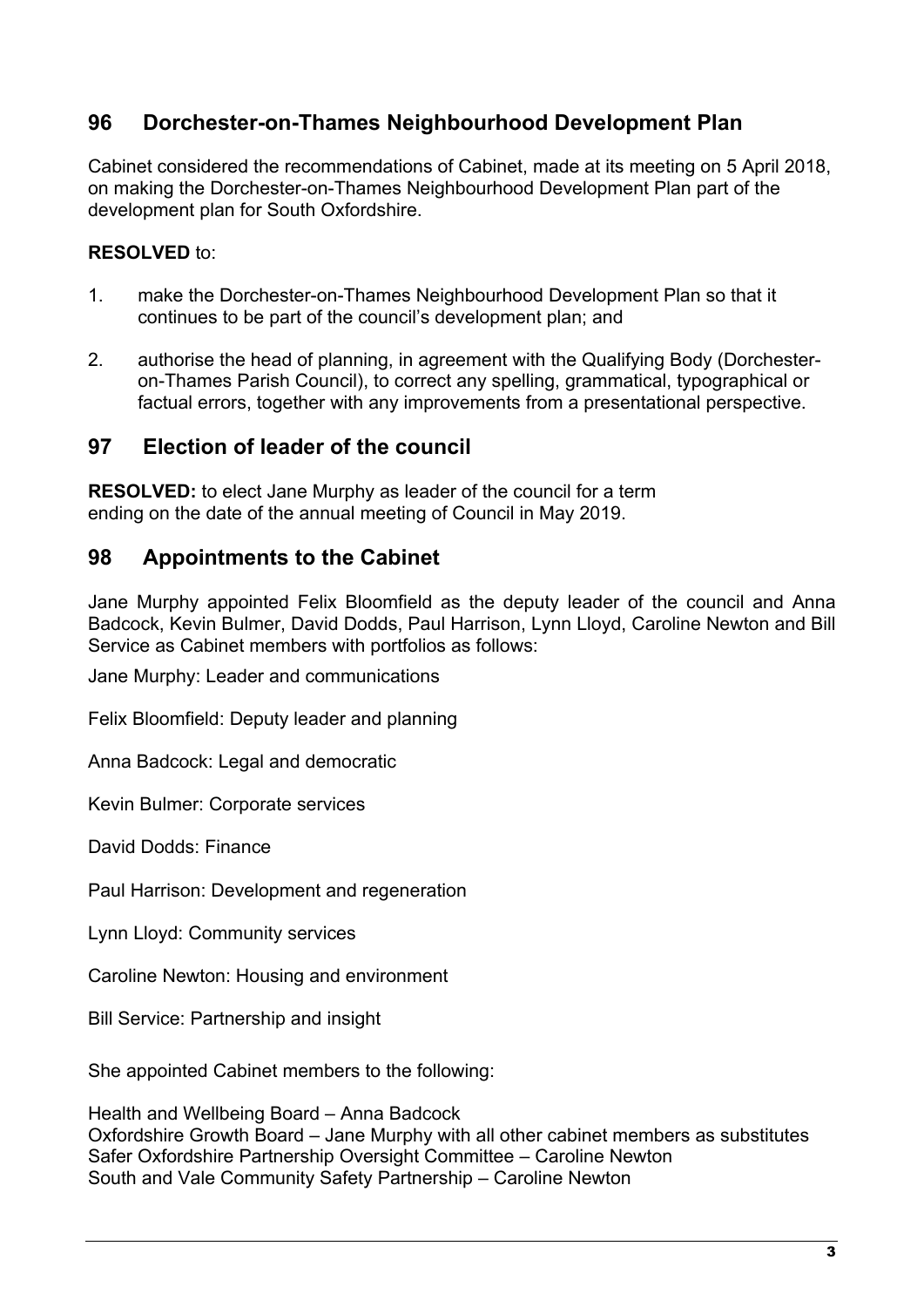## 96 Dorchester-on-Thames Neighbourhood Development Plan

Cabinet considered the recommendations of Cabinet, made at its meeting on 5 April 2018, on making the Dorchester-on-Thames Neighbourhood Development Plan part of the development plan for South Oxfordshire.

**RESOLVED** to:

1. make the Dorchester-on-Thames Neighbourhood Development Plan so that it continues to be part of the council's development plan; and

2. authorise the head of planning, in agreement with the Qualifying Body (Dorchester-on-Thames Parish Council), to correct any spelling, grammatical, typographical or factual errors, together with any improvements from a presentational perspective.

## 97 Election of leader of the council

**RESOLVED:** to elect Jane Murphy as leader of the council for a term ending on the date of the annual meeting of Council in May 2019.

## 98 Appointments to the Cabinet

Jane Murphy appointed Felix Bloomfield as the deputy leader of the council and Anna Badcock, Kevin Bulmer, David Dodds, Paul Harrison, Lynn Lloyd, Caroline Newton and Bill Service as Cabinet members with portfolios as follows:

Jane Murphy: Leader and communications

Felix Bloomfield: Deputy leader and planning

Anna Badcock: Legal and democratic

Kevin Bulmer: Corporate services

David Dodds: Finance

Paul Harrison: Development and regeneration

Lynn Lloyd: Community services

Caroline Newton: Housing and environment

Bill Service: Partnership and insight

She appointed Cabinet members to the following:

Health and Wellbeing Board – Anna Badcock
Oxfordshire Growth Board – Jane Murphy with all other cabinet members as substitutes
Safer Oxfordshire Partnership Oversight Committee – Caroline Newton
South and Vale Community Safety Partnership – Caroline Newton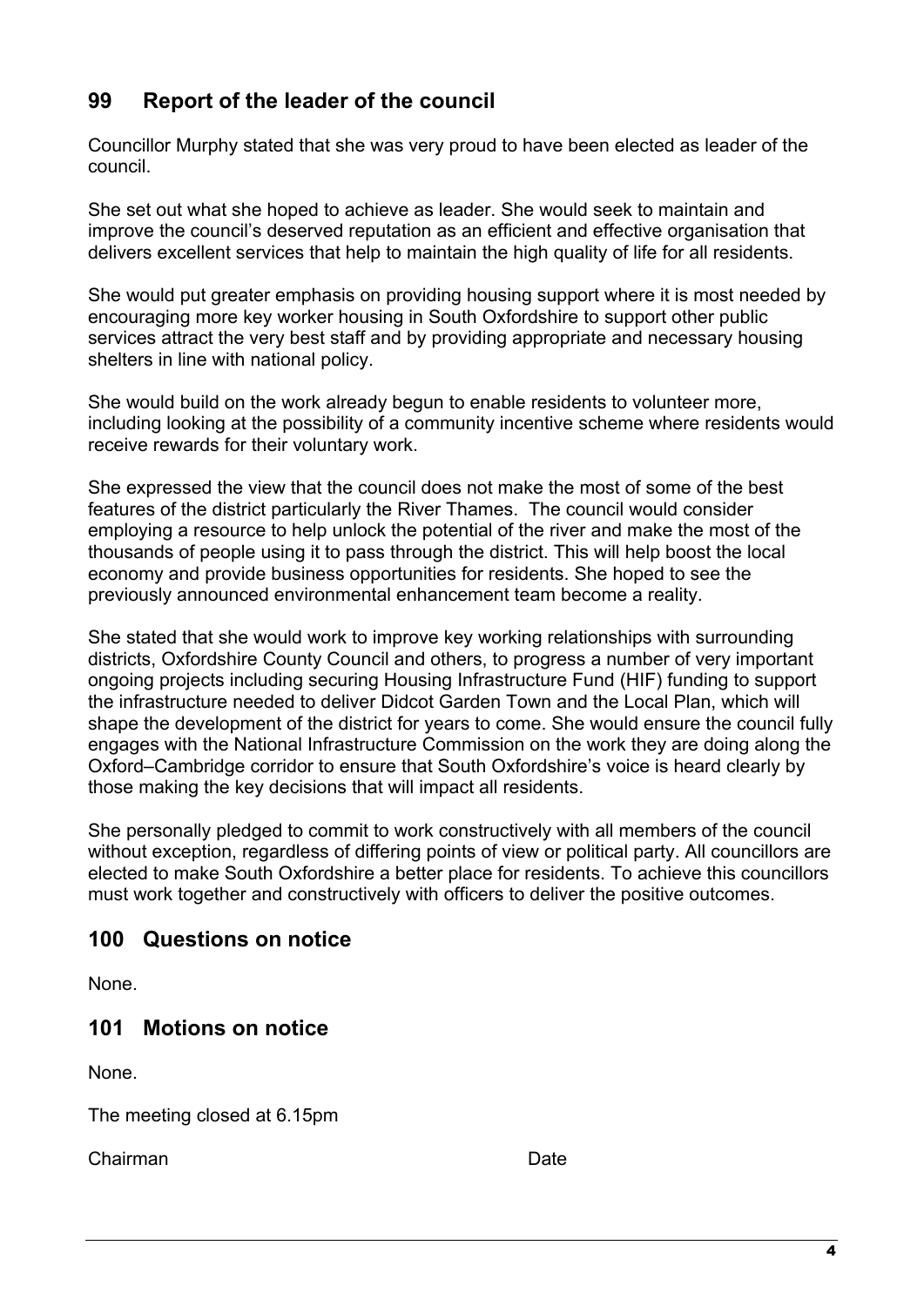## 99 Report of the leader of the council

Councillor Murphy stated that she was very proud to have been elected as leader of the council.

She set out what she hoped to achieve as leader. She would seek to maintain and improve the council's deserved reputation as an efficient and effective organisation that delivers excellent services that help to maintain the high quality of life for all residents.

She would put greater emphasis on providing housing support where it is most needed by encouraging more key worker housing in South Oxfordshire to support other public services attract the very best staff and by providing appropriate and necessary housing shelters in line with national policy.

She would build on the work already begun to enable residents to volunteer more, including looking at the possibility of a community incentive scheme where residents would receive rewards for their voluntary work.

She expressed the view that the council does not make the most of some of the best features of the district particularly the River Thames. The council would consider employing a resource to help unlock the potential of the river and make the most of the thousands of people using it to pass through the district. This will help boost the local economy and provide business opportunities for residents. She hoped to see the previously announced environmental enhancement team become a reality.

She stated that she would work to improve key working relationships with surrounding districts, Oxfordshire County Council and others, to progress a number of very important ongoing projects including securing Housing Infrastructure Fund (HIF) funding to support the infrastructure needed to deliver Didcot Garden Town and the Local Plan, which will shape the development of the district for years to come. She would ensure the council fully engages with the National Infrastructure Commission on the work they are doing along the Oxford–Cambridge corridor to ensure that South Oxfordshire's voice is heard clearly by those making the key decisions that will impact all residents.

She personally pledged to commit to work constructively with all members of the council without exception, regardless of differing points of view or political party. All councillors are elected to make South Oxfordshire a better place for residents. To achieve this councillors must work together and constructively with officers to deliver the positive outcomes.

## 100 Questions on notice

None.

## 101 Motions on notice

None.

The meeting closed at 6.15pm

Chairman Date